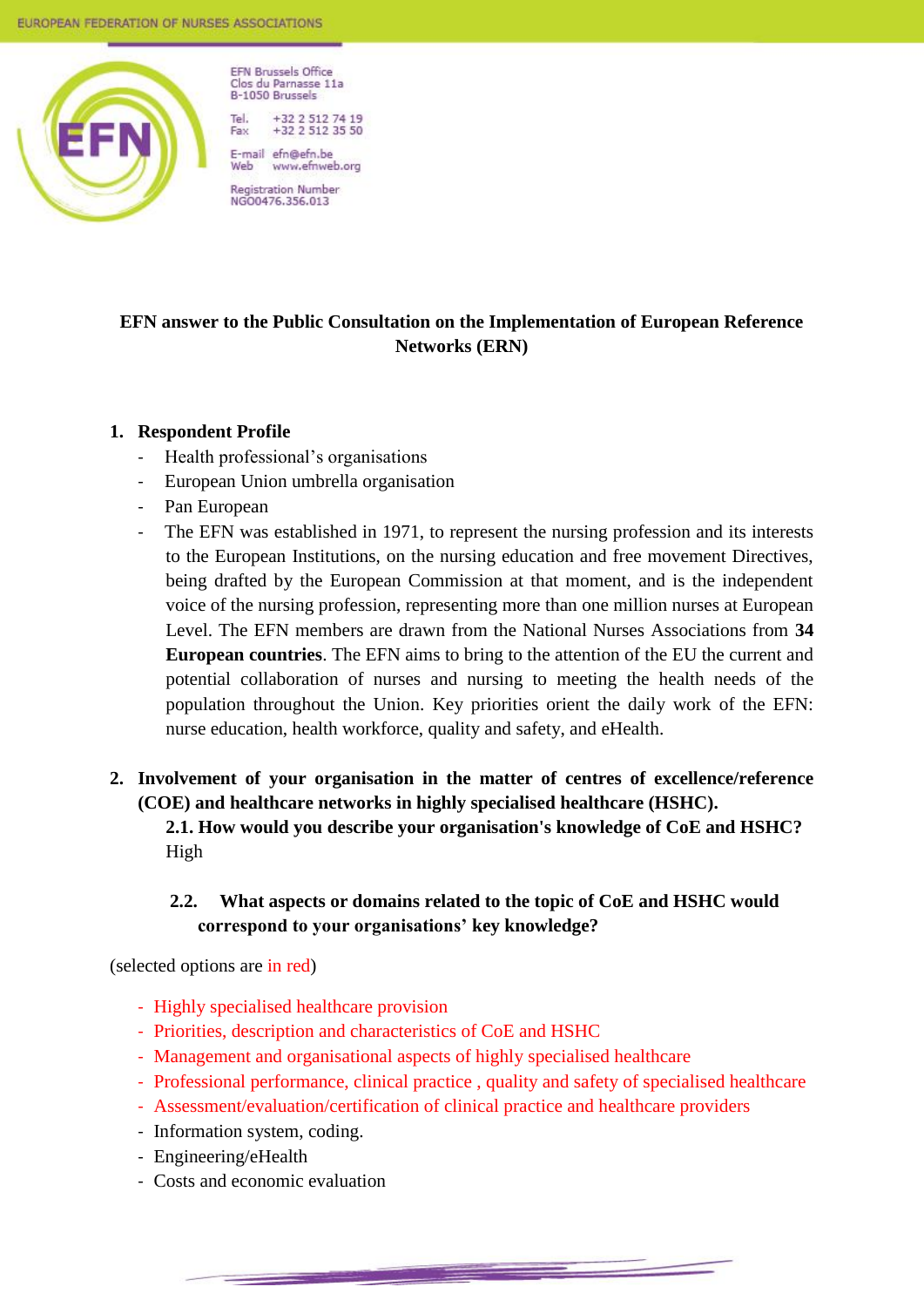EFN Brussels Office
Clos du Parnasse 11a
B-1050 Brussels

Tel. +32 2 512 74 19
Fax +32 2 512 35 50

E-mail efn@efn.be
Web www.efnweb.org

Registration Number
NGO0476.356.013

**EFN answer to the Public Consultation on the Implementation of European Reference Networks (ERN)**

1. **Respondent Profile**
   - Health professional's organisations
   - European Union umbrella organisation
   - Pan European
   - The EFN was established in 1971, to represent the nursing profession and its interests to the European Institutions, on the nursing education and free movement Directives, being drafted by the European Commission at that moment, and is the independent voice of the nursing profession, representing more than one million nurses at European Level. The EFN members are drawn from the National Nurses Associations from **34 European countries**. The EFN aims to bring to the attention of the EU the current and potential collaboration of nurses and nursing to meeting the health needs of the population throughout the Union. Key priorities orient the daily work of the EFN: nurse education, health workforce, quality and safety, and eHealth.

2. **Involvement of your organisation in the matter of centres of excellence/reference (COE) and healthcare networks in highly specialised healthcare (HSHC).**

   **2.1. How would you describe your organisation's knowledge of CoE and HSHC?**
   High

   **2.2. What aspects or domains related to the topic of CoE and HSHC would correspond to your organisations' key knowledge?**

(selected options are in red)

- Highly specialised healthcare provision
- Priorities, description and characteristics of CoE and HSHC
- Management and organisational aspects of highly specialised healthcare
- Professional performance, clinical practice , quality and safety of specialised healthcare
- Assessment/evaluation/certification of clinical practice and healthcare providers
- Information system, coding.
- Engineering/eHealth
- Costs and economic evaluation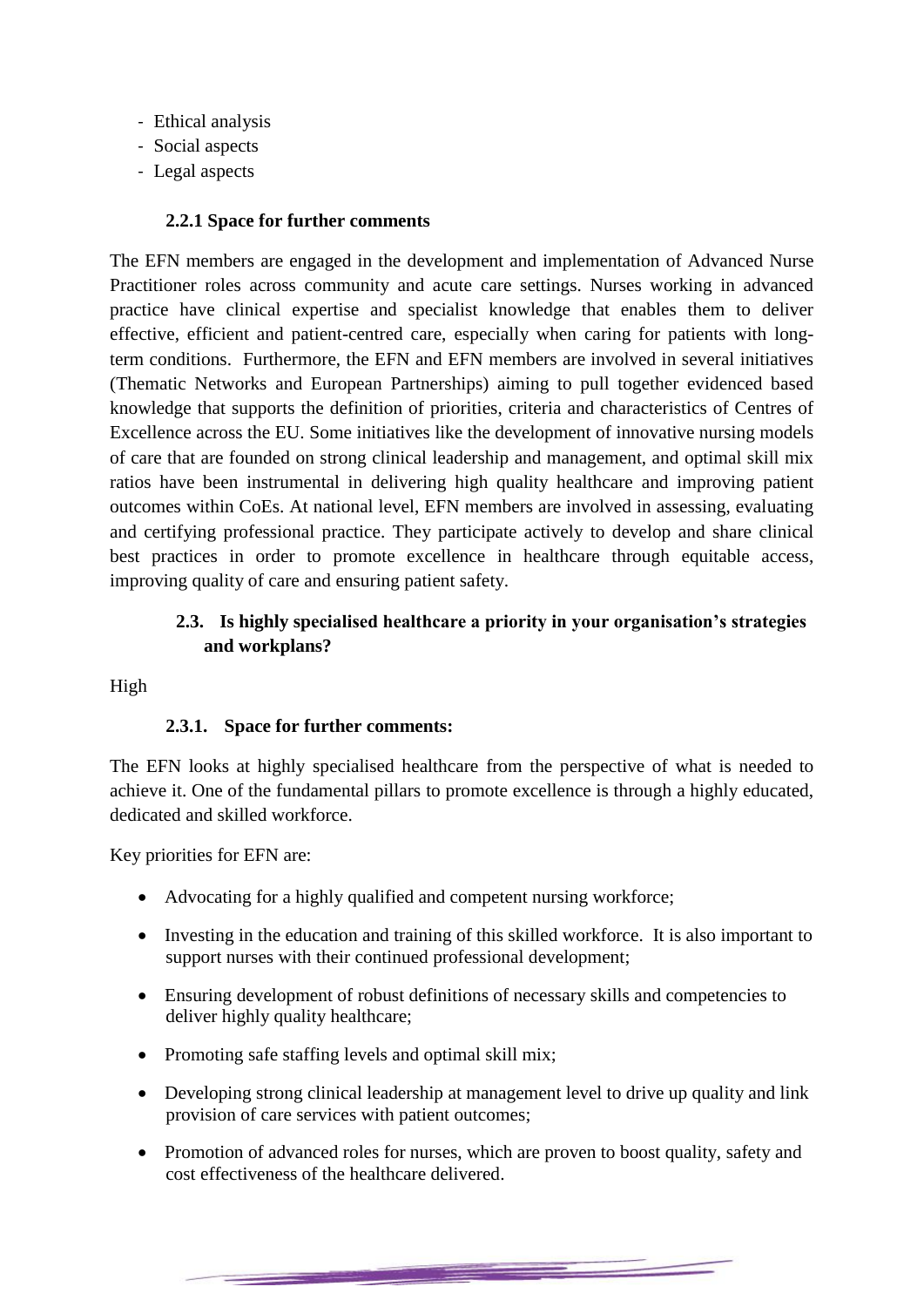- Ethical analysis
- Social aspects
- Legal aspects

### 2.2.1 Space for further comments

The EFN members are engaged in the development and implementation of Advanced Nurse Practitioner roles across community and acute care settings. Nurses working in advanced practice have clinical expertise and specialist knowledge that enables them to deliver effective, efficient and patient-centred care, especially when caring for patients with long-term conditions. Furthermore, the EFN and EFN members are involved in several initiatives (Thematic Networks and European Partnerships) aiming to pull together evidenced based knowledge that supports the definition of priorities, criteria and characteristics of Centres of Excellence across the EU. Some initiatives like the development of innovative nursing models of care that are founded on strong clinical leadership and management, and optimal skill mix ratios have been instrumental in delivering high quality healthcare and improving patient outcomes within CoEs. At national level, EFN members are involved in assessing, evaluating and certifying professional practice. They participate actively to develop and share clinical best practices in order to promote excellence in healthcare through equitable access, improving quality of care and ensuring patient safety.

### 2.3. Is highly specialised healthcare a priority in your organisation's strategies and workplans?

High

### 2.3.1. Space for further comments:

The EFN looks at highly specialised healthcare from the perspective of what is needed to achieve it. One of the fundamental pillars to promote excellence is through a highly educated, dedicated and skilled workforce.

Key priorities for EFN are:

- Advocating for a highly qualified and competent nursing workforce;
- Investing in the education and training of this skilled workforce. It is also important to support nurses with their continued professional development;
- Ensuring development of robust definitions of necessary skills and competencies to deliver highly quality healthcare;
- Promoting safe staffing levels and optimal skill mix;
- Developing strong clinical leadership at management level to drive up quality and link provision of care services with patient outcomes;
- Promotion of advanced roles for nurses, which are proven to boost quality, safety and cost effectiveness of the healthcare delivered.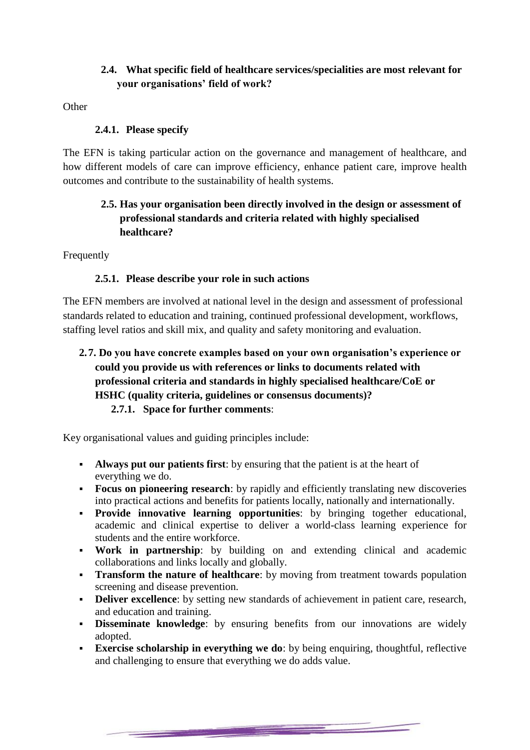### 2.4. What specific field of healthcare services/specialities are most relevant for your organisations' field of work?

Other

#### 2.4.1. Please specify

The EFN is taking particular action on the governance and management of healthcare, and how different models of care can improve efficiency, enhance patient care, improve health outcomes and contribute to the sustainability of health systems.

### 2.5. Has your organisation been directly involved in the design or assessment of professional standards and criteria related with highly specialised healthcare?

Frequently

#### 2.5.1. Please describe your role in such actions

The EFN members are involved at national level in the design and assessment of professional standards related to education and training, continued professional development, workflows, staffing level ratios and skill mix, and quality and safety monitoring and evaluation.

### 2.7. Do you have concrete examples based on your own organisation's experience or could you provide us with references or links to documents related with professional criteria and standards in highly specialised healthcare/CoE or HSHC (quality criteria, guidelines or consensus documents)?

#### 2.7.1. Space for further comments:

Key organisational values and guiding principles include:

- **Always put our patients first**: by ensuring that the patient is at the heart of everything we do.
- **Focus on pioneering research**: by rapidly and efficiently translating new discoveries into practical actions and benefits for patients locally, nationally and internationally.
- **Provide innovative learning opportunities**: by bringing together educational, academic and clinical expertise to deliver a world-class learning experience for students and the entire workforce.
- **Work in partnership**: by building on and extending clinical and academic collaborations and links locally and globally.
- **Transform the nature of healthcare**: by moving from treatment towards population screening and disease prevention.
- **Deliver excellence**: by setting new standards of achievement in patient care, research, and education and training.
- **Disseminate knowledge**: by ensuring benefits from our innovations are widely adopted.
- **Exercise scholarship in everything we do**: by being enquiring, thoughtful, reflective and challenging to ensure that everything we do adds value.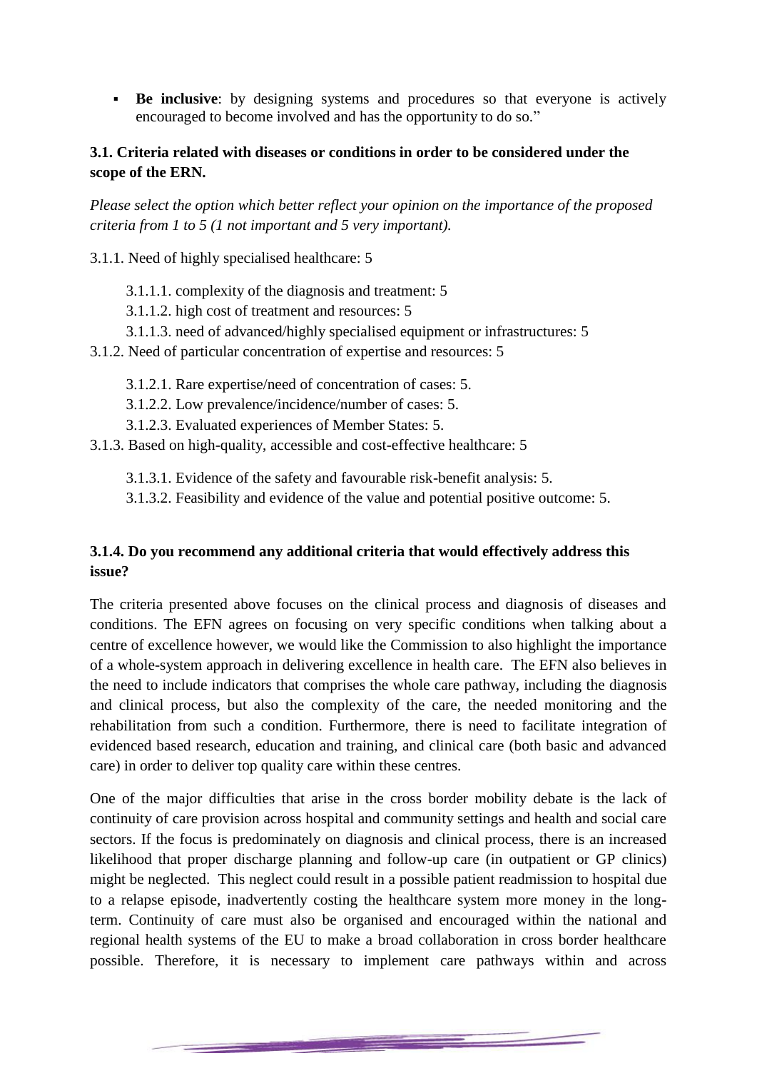- **Be inclusive**: by designing systems and procedures so that everyone is actively encouraged to become involved and has the opportunity to do so."

**3.1. Criteria related with diseases or conditions in order to be considered under the scope of the ERN.**

*Please select the option which better reflect your opinion on the importance of the proposed criteria from 1 to 5 (1 not important and 5 very important).*

3.1.1. Need of highly specialised healthcare: 5

- 3.1.1.1. complexity of the diagnosis and treatment: 5
- 3.1.1.2. high cost of treatment and resources: 5
- 3.1.1.3. need of advanced/highly specialised equipment or infrastructures: 5

3.1.2. Need of particular concentration of expertise and resources: 5

- 3.1.2.1. Rare expertise/need of concentration of cases: 5.
- 3.1.2.2. Low prevalence/incidence/number of cases: 5.
- 3.1.2.3. Evaluated experiences of Member States: 5.

3.1.3. Based on high-quality, accessible and cost-effective healthcare: 5

- 3.1.3.1. Evidence of the safety and favourable risk-benefit analysis: 5.
- 3.1.3.2. Feasibility and evidence of the value and potential positive outcome: 5.

**3.1.4. Do you recommend any additional criteria that would effectively address this issue?**

The criteria presented above focuses on the clinical process and diagnosis of diseases and conditions. The EFN agrees on focusing on very specific conditions when talking about a centre of excellence however, we would like the Commission to also highlight the importance of a whole-system approach in delivering excellence in health care. The EFN also believes in the need to include indicators that comprises the whole care pathway, including the diagnosis and clinical process, but also the complexity of the care, the needed monitoring and the rehabilitation from such a condition. Furthermore, there is need to facilitate integration of evidenced based research, education and training, and clinical care (both basic and advanced care) in order to deliver top quality care within these centres.

One of the major difficulties that arise in the cross border mobility debate is the lack of continuity of care provision across hospital and community settings and health and social care sectors. If the focus is predominately on diagnosis and clinical process, there is an increased likelihood that proper discharge planning and follow-up care (in outpatient or GP clinics) might be neglected. This neglect could result in a possible patient readmission to hospital due to a relapse episode, inadvertently costing the healthcare system more money in the long-term. Continuity of care must also be organised and encouraged within the national and regional health systems of the EU to make a broad collaboration in cross border healthcare possible. Therefore, it is necessary to implement care pathways within and across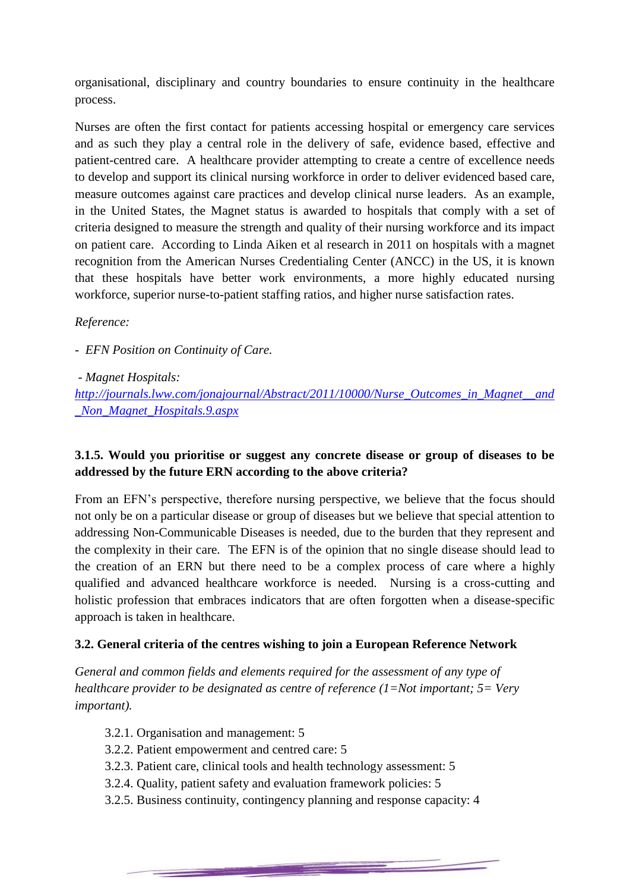organisational, disciplinary and country boundaries to ensure continuity in the healthcare process.

Nurses are often the first contact for patients accessing hospital or emergency care services and as such they play a central role in the delivery of safe, evidence based, effective and patient-centred care. A healthcare provider attempting to create a centre of excellence needs to develop and support its clinical nursing workforce in order to deliver evidenced based care, measure outcomes against care practices and develop clinical nurse leaders. As an example, in the United States, the Magnet status is awarded to hospitals that comply with a set of criteria designed to measure the strength and quality of their nursing workforce and its impact on patient care. According to Linda Aiken et al research in 2011 on hospitals with a magnet recognition from the American Nurses Credentialing Center (ANCC) in the US, it is known that these hospitals have better work environments, a more highly educated nursing workforce, superior nurse-to-patient staffing ratios, and higher nurse satisfaction rates.

*Reference:*

- *EFN Position on Continuity of Care.*

- *Magnet Hospitals:* [http://journals.lww.com/jonajournal/Abstract/2011/10000/Nurse_Outcomes_in_Magnet__and_Non_Magnet_Hospitals.9.aspx](http://journals.lww.com/jonajournal/Abstract/2011/10000/Nurse_Outcomes_in_Magnet__and_Non_Magnet_Hospitals.9.aspx)

### 3.1.5. Would you prioritise or suggest any concrete disease or group of diseases to be addressed by the future ERN according to the above criteria?

From an EFN's perspective, therefore nursing perspective, we believe that the focus should not only be on a particular disease or group of diseases but we believe that special attention to addressing Non-Communicable Diseases is needed, due to the burden that they represent and the complexity in their care. The EFN is of the opinion that no single disease should lead to the creation of an ERN but there need to be a complex process of care where a highly qualified and advanced healthcare workforce is needed. Nursing is a cross-cutting and holistic profession that embraces indicators that are often forgotten when a disease-specific approach is taken in healthcare.

### 3.2. General criteria of the centres wishing to join a European Reference Network

*General and common fields and elements required for the assessment of any type of healthcare provider to be designated as centre of reference (1=Not important; 5= Very important).*

- 3.2.1. Organisation and management: 5
- 3.2.2. Patient empowerment and centred care: 5
- 3.2.3. Patient care, clinical tools and health technology assessment: 5
- 3.2.4. Quality, patient safety and evaluation framework policies: 5
- 3.2.5. Business continuity, contingency planning and response capacity: 4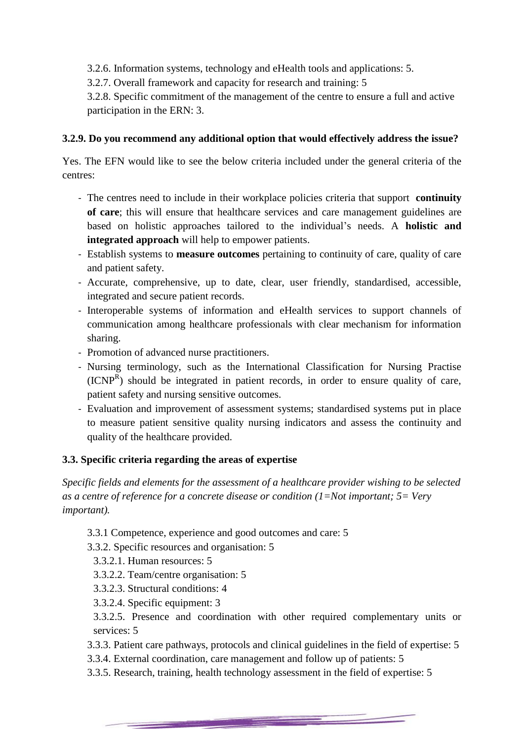3.2.6. Information systems, technology and eHealth tools and applications: 5.

3.2.7. Overall framework and capacity for research and training: 5

3.2.8. Specific commitment of the management of the centre to ensure a full and active participation in the ERN: 3.

**3.2.9. Do you recommend any additional option that would effectively address the issue?**

Yes. The EFN would like to see the below criteria included under the general criteria of the centres:

- The centres need to include in their workplace policies criteria that support **continuity of care**; this will ensure that healthcare services and care management guidelines are based on holistic approaches tailored to the individual's needs. A **holistic and integrated approach** will help to empower patients.
- Establish systems to **measure outcomes** pertaining to continuity of care, quality of care and patient safety.
- Accurate, comprehensive, up to date, clear, user friendly, standardised, accessible, integrated and secure patient records.
- Interoperable systems of information and eHealth services to support channels of communication among healthcare professionals with clear mechanism for information sharing.
- Promotion of advanced nurse practitioners.
- Nursing terminology, such as the International Classification for Nursing Practise (ICNP[R]) should be integrated in patient records, in order to ensure quality of care, patient safety and nursing sensitive outcomes.
- Evaluation and improvement of assessment systems; standardised systems put in place to measure patient sensitive quality nursing indicators and assess the continuity and quality of the healthcare provided.

**3.3. Specific criteria regarding the areas of expertise**

*Specific fields and elements for the assessment of a healthcare provider wishing to be selected as a centre of reference for a concrete disease or condition (1=Not important; 5= Very important).*

3.3.1 Competence, experience and good outcomes and care: 5

3.3.2. Specific resources and organisation: 5

3.3.2.1. Human resources: 5

3.3.2.2. Team/centre organisation: 5

3.3.2.3. Structural conditions: 4

3.3.2.4. Specific equipment: 3

3.3.2.5. Presence and coordination with other required complementary units or services: 5

3.3.3. Patient care pathways, protocols and clinical guidelines in the field of expertise: 5

3.3.4. External coordination, care management and follow up of patients: 5

3.3.5. Research, training, health technology assessment in the field of expertise: 5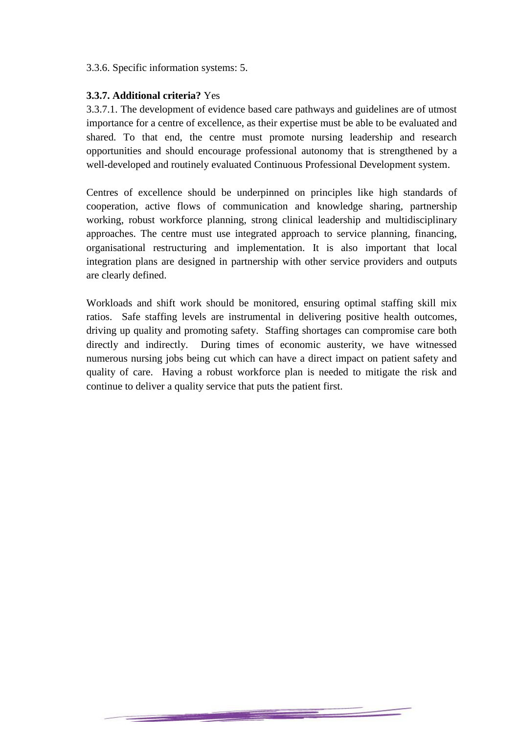3.3.6. Specific information systems: 5.

**3.3.7. Additional criteria?** Yes

3.3.7.1. The development of evidence based care pathways and guidelines are of utmost importance for a centre of excellence, as their expertise must be able to be evaluated and shared. To that end, the centre must promote nursing leadership and research opportunities and should encourage professional autonomy that is strengthened by a well-developed and routinely evaluated Continuous Professional Development system.

Centres of excellence should be underpinned on principles like high standards of cooperation, active flows of communication and knowledge sharing, partnership working, robust workforce planning, strong clinical leadership and multidisciplinary approaches. The centre must use integrated approach to service planning, financing, organisational restructuring and implementation. It is also important that local integration plans are designed in partnership with other service providers and outputs are clearly defined.

Workloads and shift work should be monitored, ensuring optimal staffing skill mix ratios. Safe staffing levels are instrumental in delivering positive health outcomes, driving up quality and promoting safety. Staffing shortages can compromise care both directly and indirectly. During times of economic austerity, we have witnessed numerous nursing jobs being cut which can have a direct impact on patient safety and quality of care. Having a robust workforce plan is needed to mitigate the risk and continue to deliver a quality service that puts the patient first.